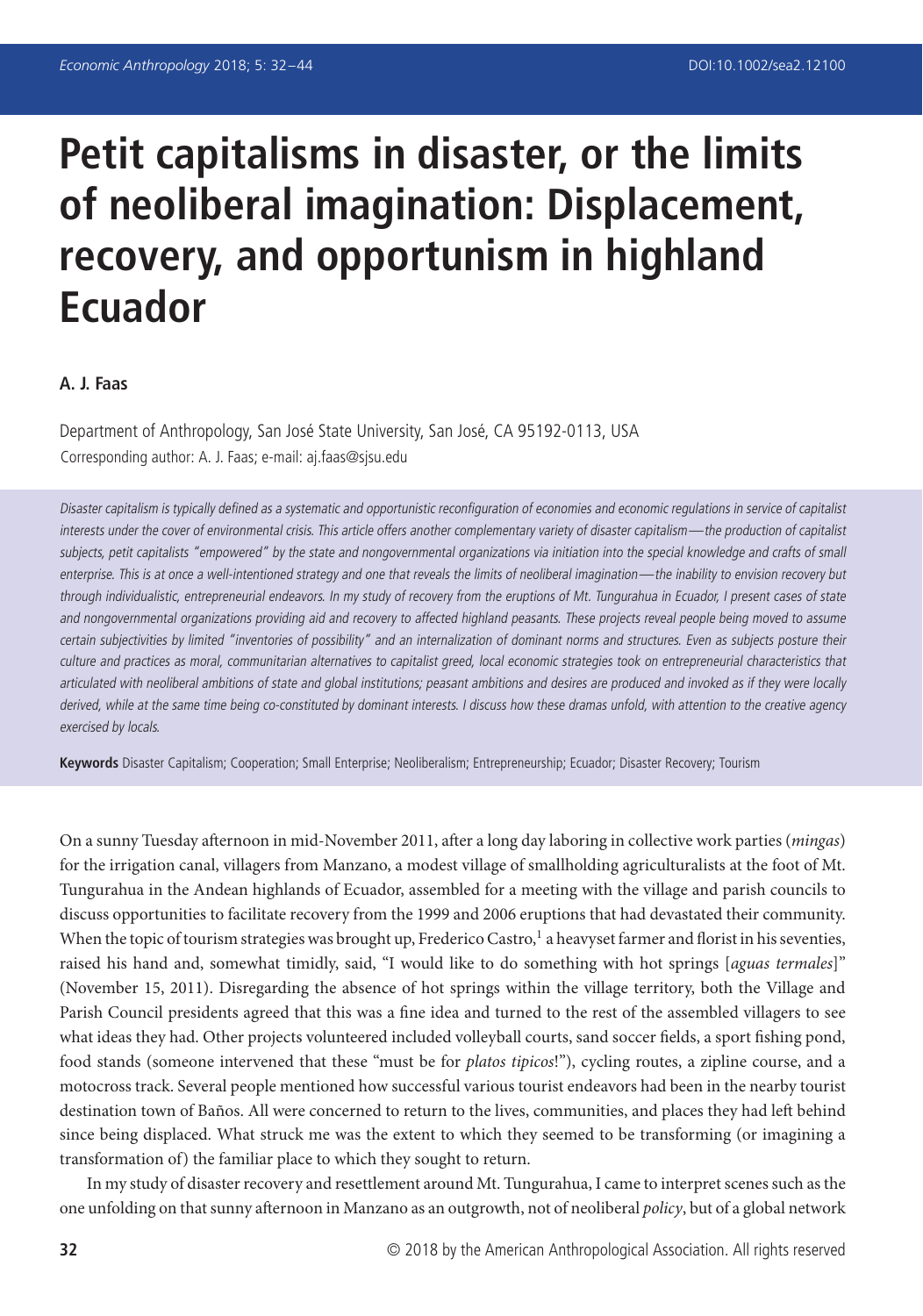# Petit capitalisms in disaster, or the limits of neoliberal imagination: Displacement, recovery, and opportunism in highland Ecuador

**A. J. Faas**

Department of Anthropology, San José State University, San José, CA 95192-0113, USA
Corresponding author: A. J. Faas; e-mail: aj.faas@sjsu.edu

*Disaster capitalism is typically defined as a systematic and opportunistic reconfiguration of economies and economic regulations in service of capitalist interests under the cover of environmental crisis. This article offers another complementary variety of disaster capitalism—the production of capitalist subjects, petit capitalists "empowered" by the state and nongovernmental organizations via initiation into the special knowledge and crafts of small enterprise. This is at once a well-intentioned strategy and one that reveals the limits of neoliberal imagination—the inability to envision recovery but through individualistic, entrepreneurial endeavors. In my study of recovery from the eruptions of Mt. Tungurahua in Ecuador, I present cases of state and nongovernmental organizations providing aid and recovery to affected highland peasants. These projects reveal people being moved to assume certain subjectivities by limited "inventories of possibility" and an internalization of dominant norms and structures. Even as subjects posture their culture and practices as moral, communitarian alternatives to capitalist greed, local economic strategies took on entrepreneurial characteristics that articulated with neoliberal ambitions of state and global institutions; peasant ambitions and desires are produced and invoked as if they were locally derived, while at the same time being co-constituted by dominant interests. I discuss how these dramas unfold, with attention to the creative agency exercised by locals.*

**Keywords** Disaster Capitalism; Cooperation; Small Enterprise; Neoliberalism; Entrepreneurship; Ecuador; Disaster Recovery; Tourism

On a sunny Tuesday afternoon in mid-November 2011, after a long day laboring in collective work parties (*mingas*) for the irrigation canal, villagers from Manzano, a modest village of smallholding agriculturalists at the foot of Mt. Tungurahua in the Andean highlands of Ecuador, assembled for a meeting with the village and parish councils to discuss opportunities to facilitate recovery from the 1999 and 2006 eruptions that had devastated their community. When the topic of tourism strategies was brought up, Frederico Castro,[1] a heavyset farmer and florist in his seventies, raised his hand and, somewhat timidly, said, "I would like to do something with hot springs [*aguas termales*]" (November 15, 2011). Disregarding the absence of hot springs within the village territory, both the Village and Parish Council presidents agreed that this was a fine idea and turned to the rest of the assembled villagers to see what ideas they had. Other projects volunteered included volleyball courts, sand soccer fields, a sport fishing pond, food stands (someone intervened that these "must be for *platos tipicos*!"), cycling routes, a zipline course, and a motocross track. Several people mentioned how successful various tourist endeavors had been in the nearby tourist destination town of Baños. All were concerned to return to the lives, communities, and places they had left behind since being displaced. What struck me was the extent to which they seemed to be transforming (or imagining a transformation of) the familiar place to which they sought to return.

In my study of disaster recovery and resettlement around Mt. Tungurahua, I came to interpret scenes such as the one unfolding on that sunny afternoon in Manzano as an outgrowth, not of neoliberal *policy*, but of a global network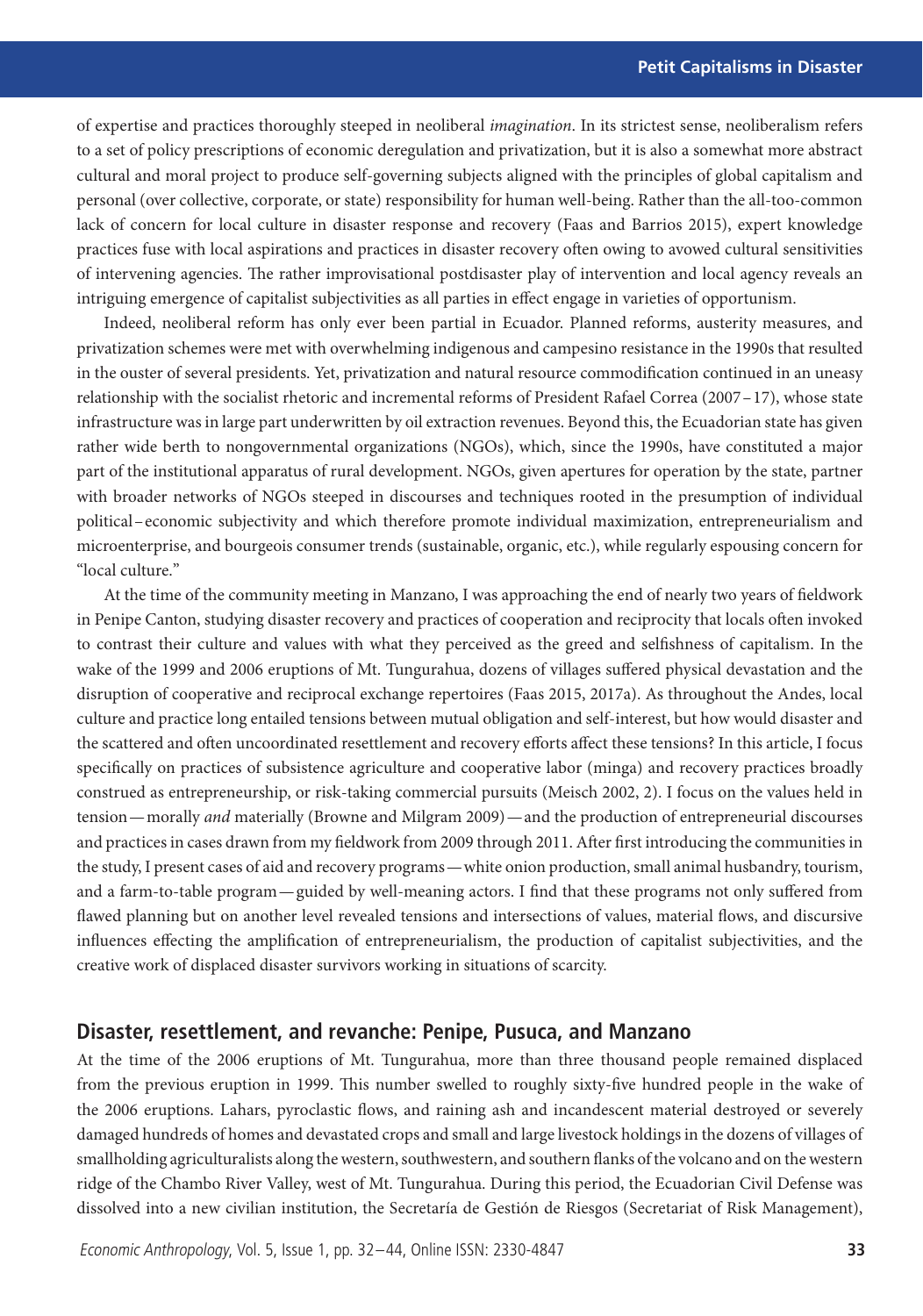of expertise and practices thoroughly steeped in neoliberal *imagination*. In its strictest sense, neoliberalism refers to a set of policy prescriptions of economic deregulation and privatization, but it is also a somewhat more abstract cultural and moral project to produce self-governing subjects aligned with the principles of global capitalism and personal (over collective, corporate, or state) responsibility for human well-being. Rather than the all-too-common lack of concern for local culture in disaster response and recovery (Faas and Barrios 2015), expert knowledge practices fuse with local aspirations and practices in disaster recovery often owing to avowed cultural sensitivities of intervening agencies. The rather improvisational postdisaster play of intervention and local agency reveals an intriguing emergence of capitalist subjectivities as all parties in effect engage in varieties of opportunism.

Indeed, neoliberal reform has only ever been partial in Ecuador. Planned reforms, austerity measures, and privatization schemes were met with overwhelming indigenous and campesino resistance in the 1990s that resulted in the ouster of several presidents. Yet, privatization and natural resource commodification continued in an uneasy relationship with the socialist rhetoric and incremental reforms of President Rafael Correa (2007–17), whose state infrastructure was in large part underwritten by oil extraction revenues. Beyond this, the Ecuadorian state has given rather wide berth to nongovernmental organizations (NGOs), which, since the 1990s, have constituted a major part of the institutional apparatus of rural development. NGOs, given apertures for operation by the state, partner with broader networks of NGOs steeped in discourses and techniques rooted in the presumption of individual political–economic subjectivity and which therefore promote individual maximization, entrepreneurialism and microenterprise, and bourgeois consumer trends (sustainable, organic, etc.), while regularly espousing concern for "local culture."

At the time of the community meeting in Manzano, I was approaching the end of nearly two years of fieldwork in Penipe Canton, studying disaster recovery and practices of cooperation and reciprocity that locals often invoked to contrast their culture and values with what they perceived as the greed and selfishness of capitalism. In the wake of the 1999 and 2006 eruptions of Mt. Tungurahua, dozens of villages suffered physical devastation and the disruption of cooperative and reciprocal exchange repertoires (Faas 2015, 2017a). As throughout the Andes, local culture and practice long entailed tensions between mutual obligation and self-interest, but how would disaster and the scattered and often uncoordinated resettlement and recovery efforts affect these tensions? In this article, I focus specifically on practices of subsistence agriculture and cooperative labor (minga) and recovery practices broadly construed as entrepreneurship, or risk-taking commercial pursuits (Meisch 2002, 2). I focus on the values held in tension—morally *and* materially (Browne and Milgram 2009)—and the production of entrepreneurial discourses and practices in cases drawn from my fieldwork from 2009 through 2011. After first introducing the communities in the study, I present cases of aid and recovery programs—white onion production, small animal husbandry, tourism, and a farm-to-table program—guided by well-meaning actors. I find that these programs not only suffered from flawed planning but on another level revealed tensions and intersections of values, material flows, and discursive influences effecting the amplification of entrepreneurialism, the production of capitalist subjectivities, and the creative work of displaced disaster survivors working in situations of scarcity.

## Disaster, resettlement, and revanche: Penipe, Pusuca, and Manzano

At the time of the 2006 eruptions of Mt. Tungurahua, more than three thousand people remained displaced from the previous eruption in 1999. This number swelled to roughly sixty-five hundred people in the wake of the 2006 eruptions. Lahars, pyroclastic flows, and raining ash and incandescent material destroyed or severely damaged hundreds of homes and devastated crops and small and large livestock holdings in the dozens of villages of smallholding agriculturalists along the western, southwestern, and southern flanks of the volcano and on the western ridge of the Chambo River Valley, west of Mt. Tungurahua. During this period, the Ecuadorian Civil Defense was dissolved into a new civilian institution, the Secretaría de Gestión de Riesgos (Secretariat of Risk Management),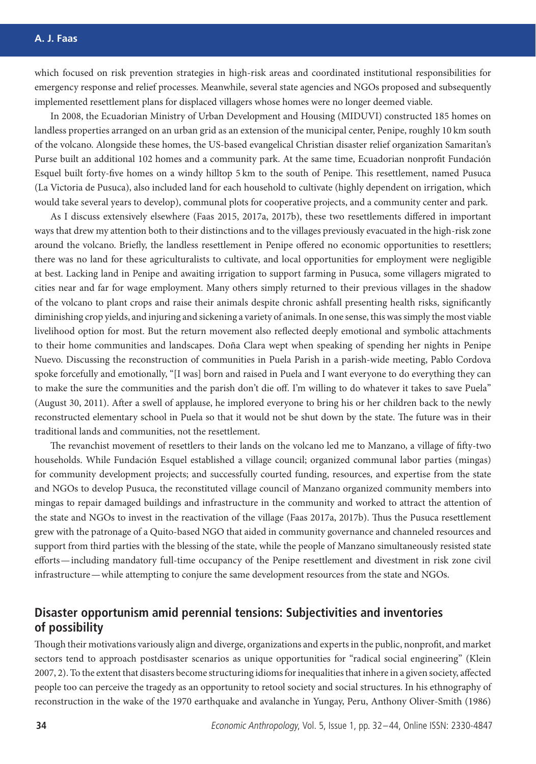which focused on risk prevention strategies in high-risk areas and coordinated institutional responsibilities for emergency response and relief processes. Meanwhile, several state agencies and NGOs proposed and subsequently implemented resettlement plans for displaced villagers whose homes were no longer deemed viable.

In 2008, the Ecuadorian Ministry of Urban Development and Housing (MIDUVI) constructed 185 homes on landless properties arranged on an urban grid as an extension of the municipal center, Penipe, roughly 10 km south of the volcano. Alongside these homes, the US-based evangelical Christian disaster relief organization Samaritan's Purse built an additional 102 homes and a community park. At the same time, Ecuadorian nonprofit Fundación Esquel built forty-five homes on a windy hilltop 5 km to the south of Penipe. This resettlement, named Pusuca (La Victoria de Pusuca), also included land for each household to cultivate (highly dependent on irrigation, which would take several years to develop), communal plots for cooperative projects, and a community center and park.

As I discuss extensively elsewhere (Faas 2015, 2017a, 2017b), these two resettlements differed in important ways that drew my attention both to their distinctions and to the villages previously evacuated in the high-risk zone around the volcano. Briefly, the landless resettlement in Penipe offered no economic opportunities to resettlers; there was no land for these agriculturalists to cultivate, and local opportunities for employment were negligible at best. Lacking land in Penipe and awaiting irrigation to support farming in Pusuca, some villagers migrated to cities near and far for wage employment. Many others simply returned to their previous villages in the shadow of the volcano to plant crops and raise their animals despite chronic ashfall presenting health risks, significantly diminishing crop yields, and injuring and sickening a variety of animals. In one sense, this was simply the most viable livelihood option for most. But the return movement also reflected deeply emotional and symbolic attachments to their home communities and landscapes. Doña Clara wept when speaking of spending her nights in Penipe Nuevo. Discussing the reconstruction of communities in Puela Parish in a parish-wide meeting, Pablo Cordova spoke forcefully and emotionally, "[I was] born and raised in Puela and I want everyone to do everything they can to make the sure the communities and the parish don't die off. I'm willing to do whatever it takes to save Puela" (August 30, 2011). After a swell of applause, he implored everyone to bring his or her children back to the newly reconstructed elementary school in Puela so that it would not be shut down by the state. The future was in their traditional lands and communities, not the resettlement.

The revanchist movement of resettlers to their lands on the volcano led me to Manzano, a village of fifty-two households. While Fundación Esquel established a village council; organized communal labor parties (mingas) for community development projects; and successfully courted funding, resources, and expertise from the state and NGOs to develop Pusuca, the reconstituted village council of Manzano organized community members into mingas to repair damaged buildings and infrastructure in the community and worked to attract the attention of the state and NGOs to invest in the reactivation of the village (Faas 2017a, 2017b). Thus the Pusuca resettlement grew with the patronage of a Quito-based NGO that aided in community governance and channeled resources and support from third parties with the blessing of the state, while the people of Manzano simultaneously resisted state efforts—including mandatory full-time occupancy of the Penipe resettlement and divestment in risk zone civil infrastructure—while attempting to conjure the same development resources from the state and NGOs.

## Disaster opportunism amid perennial tensions: Subjectivities and inventories of possibility

Though their motivations variously align and diverge, organizations and experts in the public, nonprofit, and market sectors tend to approach postdisaster scenarios as unique opportunities for "radical social engineering" (Klein 2007, 2). To the extent that disasters become structuring idioms for inequalities that inhere in a given society, affected people too can perceive the tragedy as an opportunity to retool society and social structures. In his ethnography of reconstruction in the wake of the 1970 earthquake and avalanche in Yungay, Peru, Anthony Oliver-Smith (1986)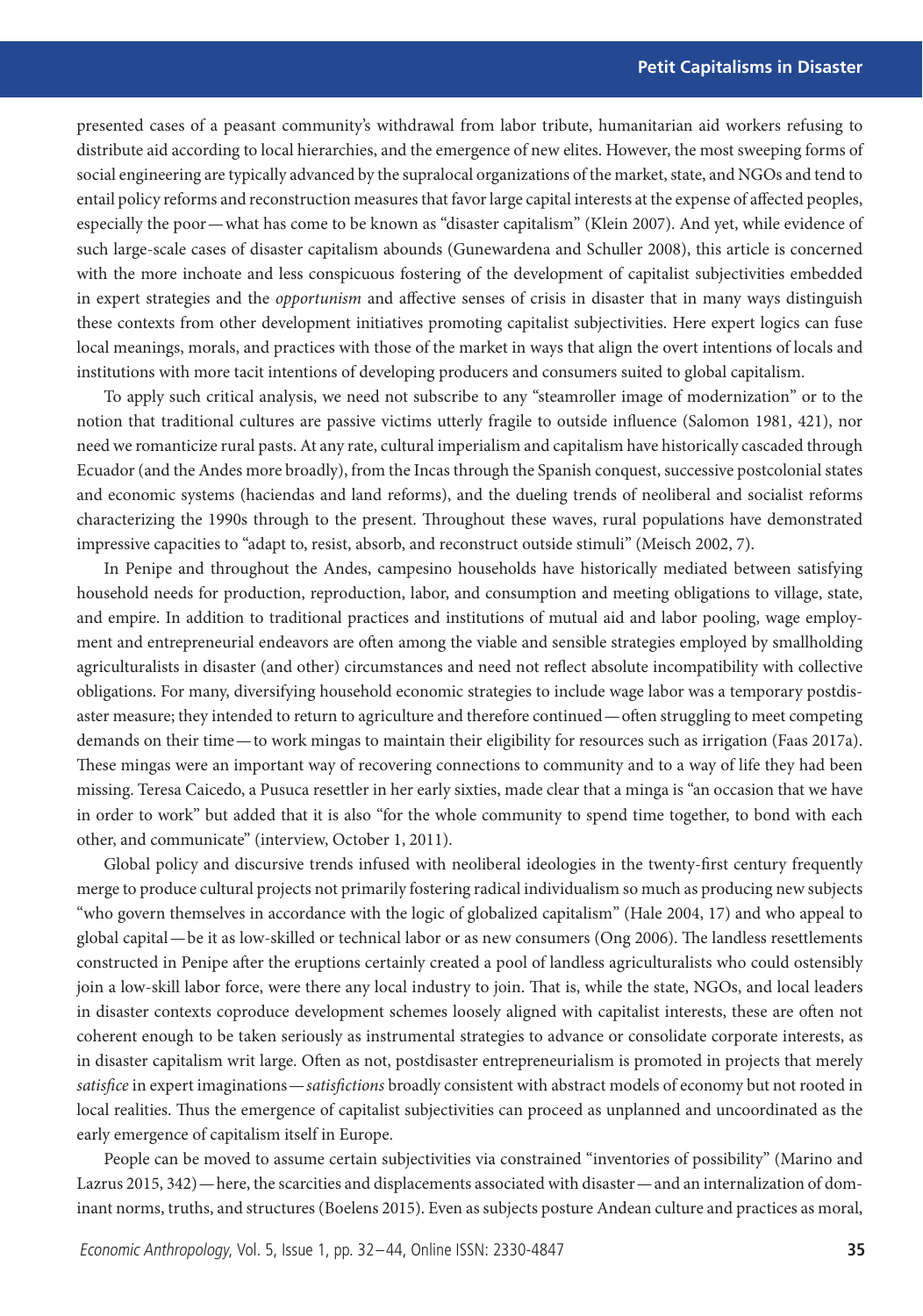presented cases of a peasant community's withdrawal from labor tribute, humanitarian aid workers refusing to distribute aid according to local hierarchies, and the emergence of new elites. However, the most sweeping forms of social engineering are typically advanced by the supralocal organizations of the market, state, and NGOs and tend to entail policy reforms and reconstruction measures that favor large capital interests at the expense of affected peoples, especially the poor—what has come to be known as "disaster capitalism" (Klein 2007). And yet, while evidence of such large-scale cases of disaster capitalism abounds (Gunewardena and Schuller 2008), this article is concerned with the more inchoate and less conspicuous fostering of the development of capitalist subjectivities embedded in expert strategies and the *opportunism* and affective senses of crisis in disaster that in many ways distinguish these contexts from other development initiatives promoting capitalist subjectivities. Here expert logics can fuse local meanings, morals, and practices with those of the market in ways that align the overt intentions of locals and institutions with more tacit intentions of developing producers and consumers suited to global capitalism.

To apply such critical analysis, we need not subscribe to any "steamroller image of modernization" or to the notion that traditional cultures are passive victims utterly fragile to outside influence (Salomon 1981, 421), nor need we romanticize rural pasts. At any rate, cultural imperialism and capitalism have historically cascaded through Ecuador (and the Andes more broadly), from the Incas through the Spanish conquest, successive postcolonial states and economic systems (haciendas and land reforms), and the dueling trends of neoliberal and socialist reforms characterizing the 1990s through to the present. Throughout these waves, rural populations have demonstrated impressive capacities to "adapt to, resist, absorb, and reconstruct outside stimuli" (Meisch 2002, 7).

In Penipe and throughout the Andes, campesino households have historically mediated between satisfying household needs for production, reproduction, labor, and consumption and meeting obligations to village, state, and empire. In addition to traditional practices and institutions of mutual aid and labor pooling, wage employment and entrepreneurial endeavors are often among the viable and sensible strategies employed by smallholding agriculturalists in disaster (and other) circumstances and need not reflect absolute incompatibility with collective obligations. For many, diversifying household economic strategies to include wage labor was a temporary postdisaster measure; they intended to return to agriculture and therefore continued—often struggling to meet competing demands on their time—to work mingas to maintain their eligibility for resources such as irrigation (Faas 2017a). These mingas were an important way of recovering connections to community and to a way of life they had been missing. Teresa Caicedo, a Pusuca resettler in her early sixties, made clear that a minga is "an occasion that we have in order to work" but added that it is also "for the whole community to spend time together, to bond with each other, and communicate" (interview, October 1, 2011).

Global policy and discursive trends infused with neoliberal ideologies in the twenty-first century frequently merge to produce cultural projects not primarily fostering radical individualism so much as producing new subjects "who govern themselves in accordance with the logic of globalized capitalism" (Hale 2004, 17) and who appeal to global capital—be it as low-skilled or technical labor or as new consumers (Ong 2006). The landless resettlements constructed in Penipe after the eruptions certainly created a pool of landless agriculturalists who could ostensibly join a low-skill labor force, were there any local industry to join. That is, while the state, NGOs, and local leaders in disaster contexts coproduce development schemes loosely aligned with capitalist interests, these are often not coherent enough to be taken seriously as instrumental strategies to advance or consolidate corporate interests, as in disaster capitalism writ large. Often as not, postdisaster entrepreneurialism is promoted in projects that merely *satisfice* in expert imaginations—*satisfictions* broadly consistent with abstract models of economy but not rooted in local realities. Thus the emergence of capitalist subjectivities can proceed as unplanned and uncoordinated as the early emergence of capitalism itself in Europe.

People can be moved to assume certain subjectivities via constrained "inventories of possibility" (Marino and Lazrus 2015, 342)—here, the scarcities and displacements associated with disaster—and an internalization of dominant norms, truths, and structures (Boelens 2015). Even as subjects posture Andean culture and practices as moral,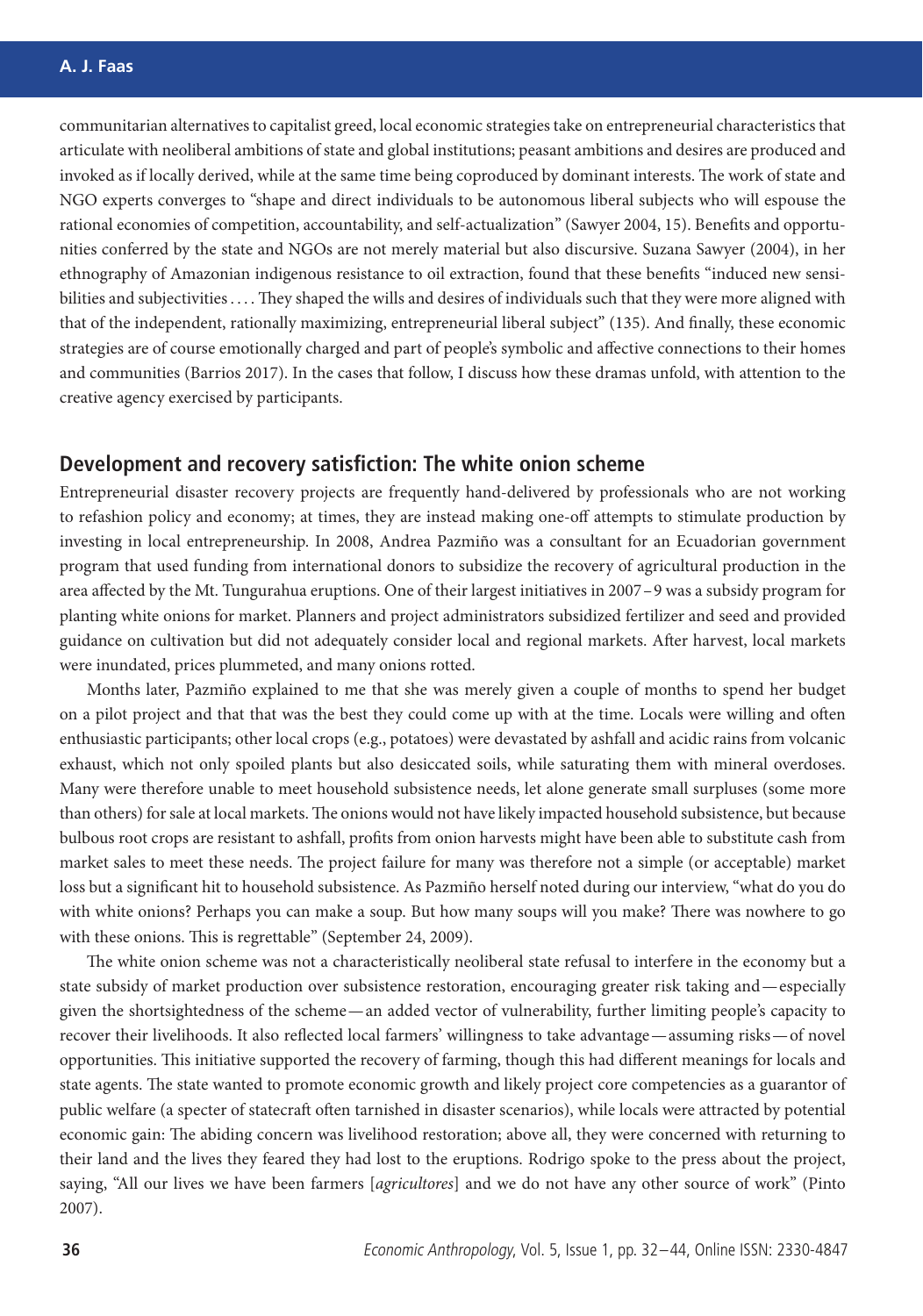communitarian alternatives to capitalist greed, local economic strategies take on entrepreneurial characteristics that articulate with neoliberal ambitions of state and global institutions; peasant ambitions and desires are produced and invoked as if locally derived, while at the same time being coproduced by dominant interests. The work of state and NGO experts converges to "shape and direct individuals to be autonomous liberal subjects who will espouse the rational economies of competition, accountability, and self-actualization" (Sawyer 2004, 15). Benefits and opportunities conferred by the state and NGOs are not merely material but also discursive. Suzana Sawyer (2004), in her ethnography of Amazonian indigenous resistance to oil extraction, found that these benefits "induced new sensibilities and subjectivities . . . . They shaped the wills and desires of individuals such that they were more aligned with that of the independent, rationally maximizing, entrepreneurial liberal subject" (135). And finally, these economic strategies are of course emotionally charged and part of people's symbolic and affective connections to their homes and communities (Barrios 2017). In the cases that follow, I discuss how these dramas unfold, with attention to the creative agency exercised by participants.

## Development and recovery satisfiction: The white onion scheme

Entrepreneurial disaster recovery projects are frequently hand-delivered by professionals who are not working to refashion policy and economy; at times, they are instead making one-off attempts to stimulate production by investing in local entrepreneurship. In 2008, Andrea Pazmiño was a consultant for an Ecuadorian government program that used funding from international donors to subsidize the recovery of agricultural production in the area affected by the Mt. Tungurahua eruptions. One of their largest initiatives in 2007–9 was a subsidy program for planting white onions for market. Planners and project administrators subsidized fertilizer and seed and provided guidance on cultivation but did not adequately consider local and regional markets. After harvest, local markets were inundated, prices plummeted, and many onions rotted.

Months later, Pazmiño explained to me that she was merely given a couple of months to spend her budget on a pilot project and that that was the best they could come up with at the time. Locals were willing and often enthusiastic participants; other local crops (e.g., potatoes) were devastated by ashfall and acidic rains from volcanic exhaust, which not only spoiled plants but also desiccated soils, while saturating them with mineral overdoses. Many were therefore unable to meet household subsistence needs, let alone generate small surpluses (some more than others) for sale at local markets. The onions would not have likely impacted household subsistence, but because bulbous root crops are resistant to ashfall, profits from onion harvests might have been able to substitute cash from market sales to meet these needs. The project failure for many was therefore not a simple (or acceptable) market loss but a significant hit to household subsistence. As Pazmiño herself noted during our interview, "what do you do with white onions? Perhaps you can make a soup. But how many soups will you make? There was nowhere to go with these onions. This is regrettable" (September 24, 2009).

The white onion scheme was not a characteristically neoliberal state refusal to interfere in the economy but a state subsidy of market production over subsistence restoration, encouraging greater risk taking and—especially given the shortsightedness of the scheme—an added vector of vulnerability, further limiting people's capacity to recover their livelihoods. It also reflected local farmers' willingness to take advantage—assuming risks—of novel opportunities. This initiative supported the recovery of farming, though this had different meanings for locals and state agents. The state wanted to promote economic growth and likely project core competencies as a guarantor of public welfare (a specter of statecraft often tarnished in disaster scenarios), while locals were attracted by potential economic gain: The abiding concern was livelihood restoration; above all, they were concerned with returning to their land and the lives they feared they had lost to the eruptions. Rodrigo spoke to the press about the project, saying, "All our lives we have been farmers [*agricultores*] and we do not have any other source of work" (Pinto 2007).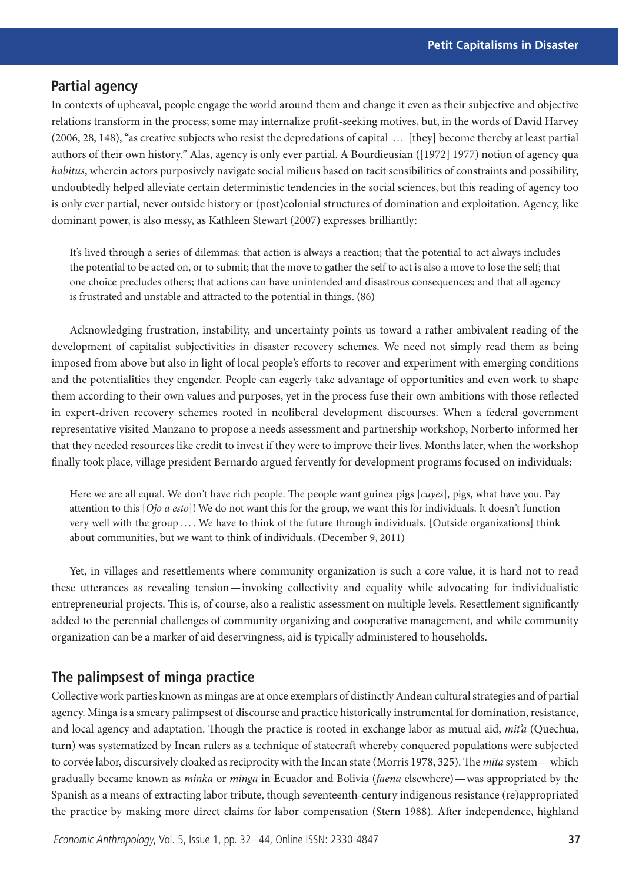## Partial agency

In contexts of upheaval, people engage the world around them and change it even as their subjective and objective relations transform in the process; some may internalize profit-seeking motives, but, in the words of David Harvey (2006, 28, 148), "as creative subjects who resist the depredations of capital … [they] become thereby at least partial authors of their own history." Alas, agency is only ever partial. A Bourdieusian ([1972] 1977) notion of agency qua *habitus*, wherein actors purposively navigate social milieus based on tacit sensibilities of constraints and possibility, undoubtedly helped alleviate certain deterministic tendencies in the social sciences, but this reading of agency too is only ever partial, never outside history or (post)colonial structures of domination and exploitation. Agency, like dominant power, is also messy, as Kathleen Stewart (2007) expresses brilliantly:

> It's lived through a series of dilemmas: that action is always a reaction; that the potential to act always includes the potential to be acted on, or to submit; that the move to gather the self to act is also a move to lose the self; that one choice precludes others; that actions can have unintended and disastrous consequences; and that all agency is frustrated and unstable and attracted to the potential in things. (86)

Acknowledging frustration, instability, and uncertainty points us toward a rather ambivalent reading of the development of capitalist subjectivities in disaster recovery schemes. We need not simply read them as being imposed from above but also in light of local people's efforts to recover and experiment with emerging conditions and the potentialities they engender. People can eagerly take advantage of opportunities and even work to shape them according to their own values and purposes, yet in the process fuse their own ambitions with those reflected in expert-driven recovery schemes rooted in neoliberal development discourses. When a federal government representative visited Manzano to propose a needs assessment and partnership workshop, Norberto informed her that they needed resources like credit to invest if they were to improve their lives. Months later, when the workshop finally took place, village president Bernardo argued fervently for development programs focused on individuals:

> Here we are all equal. We don't have rich people. The people want guinea pigs [*cuyes*], pigs, what have you. Pay attention to this [*Ojo a esto*]! We do not want this for the group, we want this for individuals. It doesn't function very well with the group . . . . We have to think of the future through individuals. [Outside organizations] think about communities, but we want to think of individuals. (December 9, 2011)

Yet, in villages and resettlements where community organization is such a core value, it is hard not to read these utterances as revealing tension—invoking collectivity and equality while advocating for individualistic entrepreneurial projects. This is, of course, also a realistic assessment on multiple levels. Resettlement significantly added to the perennial challenges of community organizing and cooperative management, and while community organization can be a marker of aid deservingness, aid is typically administered to households.

## The palimpsest of minga practice

Collective work parties known as mingas are at once exemplars of distinctly Andean cultural strategies and of partial agency. Minga is a smeary palimpsest of discourse and practice historically instrumental for domination, resistance, and local agency and adaptation. Though the practice is rooted in exchange labor as mutual aid, *mit'a* (Quechua, turn) was systematized by Incan rulers as a technique of statecraft whereby conquered populations were subjected to corvée labor, discursively cloaked as reciprocity with the Incan state (Morris 1978, 325). The *mita* system—which gradually became known as *minka* or *minga* in Ecuador and Bolivia (*faena* elsewhere)—was appropriated by the Spanish as a means of extracting labor tribute, though seventeenth-century indigenous resistance (re)appropriated the practice by making more direct claims for labor compensation (Stern 1988). After independence, highland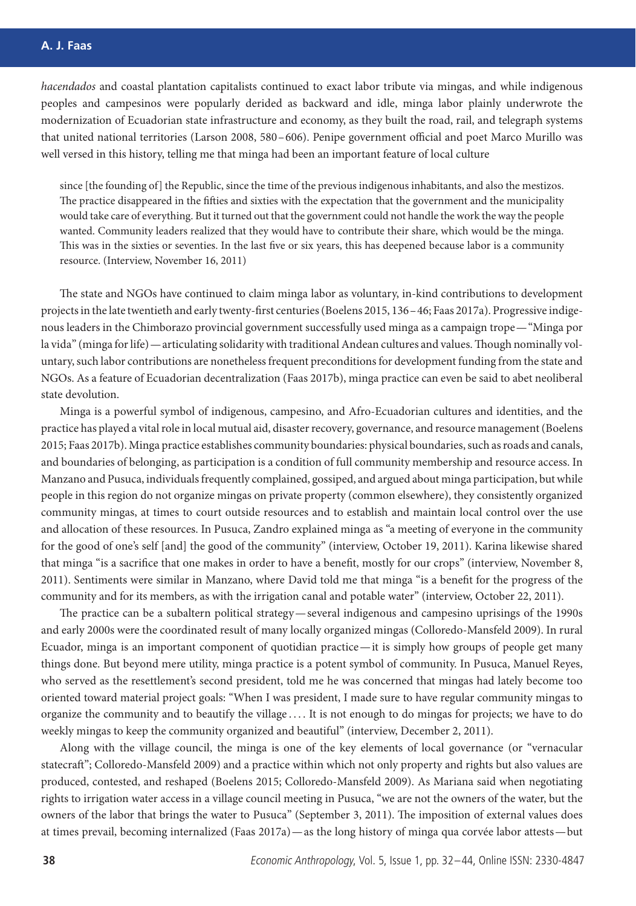*hacendados* and coastal plantation capitalists continued to exact labor tribute via mingas, and while indigenous peoples and campesinos were popularly derided as backward and idle, minga labor plainly underwrote the modernization of Ecuadorian state infrastructure and economy, as they built the road, rail, and telegraph systems that united national territories (Larson 2008, 580–606). Penipe government official and poet Marco Murillo was well versed in this history, telling me that minga had been an important feature of local culture

> since [the founding of] the Republic, since the time of the previous indigenous inhabitants, and also the mestizos. The practice disappeared in the fifties and sixties with the expectation that the government and the municipality would take care of everything. But it turned out that the government could not handle the work the way the people wanted. Community leaders realized that they would have to contribute their share, which would be the minga. This was in the sixties or seventies. In the last five or six years, this has deepened because labor is a community resource. (Interview, November 16, 2011)

The state and NGOs have continued to claim minga labor as voluntary, in-kind contributions to development projects in the late twentieth and early twenty-first centuries (Boelens 2015, 136–46; Faas 2017a). Progressive indigenous leaders in the Chimborazo provincial government successfully used minga as a campaign trope—"Minga por la vida" (minga for life)—articulating solidarity with traditional Andean cultures and values. Though nominally voluntary, such labor contributions are nonetheless frequent preconditions for development funding from the state and NGOs. As a feature of Ecuadorian decentralization (Faas 2017b), minga practice can even be said to abet neoliberal state devolution.

Minga is a powerful symbol of indigenous, campesino, and Afro-Ecuadorian cultures and identities, and the practice has played a vital role in local mutual aid, disaster recovery, governance, and resource management (Boelens 2015; Faas 2017b). Minga practice establishes community boundaries: physical boundaries, such as roads and canals, and boundaries of belonging, as participation is a condition of full community membership and resource access. In Manzano and Pusuca, individuals frequently complained, gossiped, and argued about minga participation, but while people in this region do not organize mingas on private property (common elsewhere), they consistently organized community mingas, at times to court outside resources and to establish and maintain local control over the use and allocation of these resources. In Pusuca, Zandro explained minga as "a meeting of everyone in the community for the good of one's self [and] the good of the community" (interview, October 19, 2011). Karina likewise shared that minga "is a sacrifice that one makes in order to have a benefit, mostly for our crops" (interview, November 8, 2011). Sentiments were similar in Manzano, where David told me that minga "is a benefit for the progress of the community and for its members, as with the irrigation canal and potable water" (interview, October 22, 2011).

The practice can be a subaltern political strategy—several indigenous and campesino uprisings of the 1990s and early 2000s were the coordinated result of many locally organized mingas (Colloredo-Mansfeld 2009). In rural Ecuador, minga is an important component of quotidian practice—it is simply how groups of people get many things done. But beyond mere utility, minga practice is a potent symbol of community. In Pusuca, Manuel Reyes, who served as the resettlement's second president, told me he was concerned that mingas had lately become too oriented toward material project goals: "When I was president, I made sure to have regular community mingas to organize the community and to beautify the village . . . . It is not enough to do mingas for projects; we have to do weekly mingas to keep the community organized and beautiful" (interview, December 2, 2011).

Along with the village council, the minga is one of the key elements of local governance (or "vernacular statecraft"; Colloredo-Mansfeld 2009) and a practice within which not only property and rights but also values are produced, contested, and reshaped (Boelens 2015; Colloredo-Mansfeld 2009). As Mariana said when negotiating rights to irrigation water access in a village council meeting in Pusuca, "we are not the owners of the water, but the owners of the labor that brings the water to Pusuca" (September 3, 2011). The imposition of external values does at times prevail, becoming internalized (Faas 2017a)—as the long history of minga qua corvée labor attests—but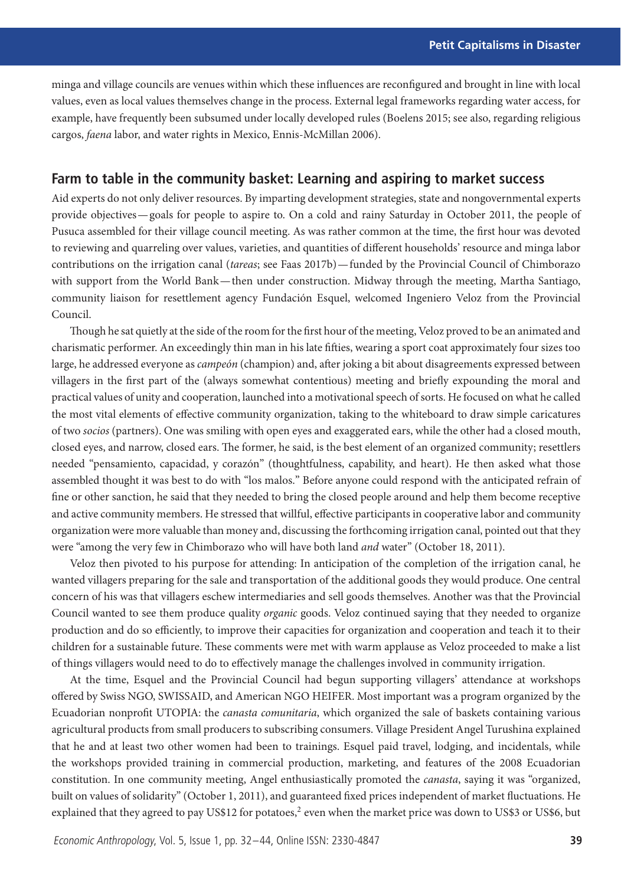minga and village councils are venues within which these influences are reconfigured and brought in line with local values, even as local values themselves change in the process. External legal frameworks regarding water access, for example, have frequently been subsumed under locally developed rules (Boelens 2015; see also, regarding religious cargos, *faena* labor, and water rights in Mexico, Ennis-McMillan 2006).

## Farm to table in the community basket: Learning and aspiring to market success

Aid experts do not only deliver resources. By imparting development strategies, state and nongovernmental experts provide objectives—goals for people to aspire to. On a cold and rainy Saturday in October 2011, the people of Pusuca assembled for their village council meeting. As was rather common at the time, the first hour was devoted to reviewing and quarreling over values, varieties, and quantities of different households' resource and minga labor contributions on the irrigation canal (*tareas*; see Faas 2017b)—funded by the Provincial Council of Chimborazo with support from the World Bank—then under construction. Midway through the meeting, Martha Santiago, community liaison for resettlement agency Fundación Esquel, welcomed Ingeniero Veloz from the Provincial Council.

Though he sat quietly at the side of the room for the first hour of the meeting, Veloz proved to be an animated and charismatic performer. An exceedingly thin man in his late fifties, wearing a sport coat approximately four sizes too large, he addressed everyone as *campeón* (champion) and, after joking a bit about disagreements expressed between villagers in the first part of the (always somewhat contentious) meeting and briefly expounding the moral and practical values of unity and cooperation, launched into a motivational speech of sorts. He focused on what he called the most vital elements of effective community organization, taking to the whiteboard to draw simple caricatures of two *socios* (partners). One was smiling with open eyes and exaggerated ears, while the other had a closed mouth, closed eyes, and narrow, closed ears. The former, he said, is the best element of an organized community; resettlers needed "pensamiento, capacidad, y corazón" (thoughtfulness, capability, and heart). He then asked what those assembled thought it was best to do with "los malos." Before anyone could respond with the anticipated refrain of fine or other sanction, he said that they needed to bring the closed people around and help them become receptive and active community members. He stressed that willful, effective participants in cooperative labor and community organization were more valuable than money and, discussing the forthcoming irrigation canal, pointed out that they were "among the very few in Chimborazo who will have both land *and* water" (October 18, 2011).

Veloz then pivoted to his purpose for attending: In anticipation of the completion of the irrigation canal, he wanted villagers preparing for the sale and transportation of the additional goods they would produce. One central concern of his was that villagers eschew intermediaries and sell goods themselves. Another was that the Provincial Council wanted to see them produce quality *organic* goods. Veloz continued saying that they needed to organize production and do so efficiently, to improve their capacities for organization and cooperation and teach it to their children for a sustainable future. These comments were met with warm applause as Veloz proceeded to make a list of things villagers would need to do to effectively manage the challenges involved in community irrigation.

At the time, Esquel and the Provincial Council had begun supporting villagers' attendance at workshops offered by Swiss NGO, SWISSAID, and American NGO HEIFER. Most important was a program organized by the Ecuadorian nonprofit UTOPIA: the *canasta comunitaria*, which organized the sale of baskets containing various agricultural products from small producers to subscribing consumers. Village President Angel Turushina explained that he and at least two other women had been to trainings. Esquel paid travel, lodging, and incidentals, while the workshops provided training in commercial production, marketing, and features of the 2008 Ecuadorian constitution. In one community meeting, Angel enthusiastically promoted the *canasta*, saying it was "organized, built on values of solidarity" (October 1, 2011), and guaranteed fixed prices independent of market fluctuations. He explained that they agreed to pay US$12 for potatoes,[2] even when the market price was down to US$3 or US$6, but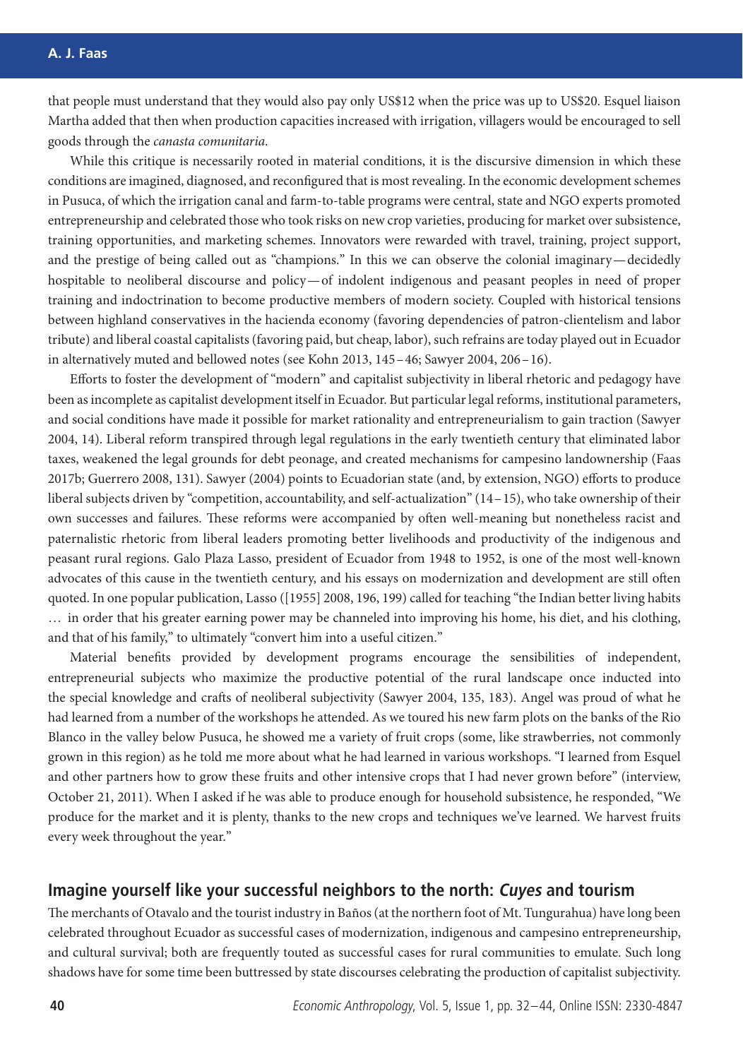that people must understand that they would also pay only US$12 when the price was up to US$20. Esquel liaison Martha added that then when production capacities increased with irrigation, villagers would be encouraged to sell goods through the *canasta comunitaria*.

While this critique is necessarily rooted in material conditions, it is the discursive dimension in which these conditions are imagined, diagnosed, and reconfigured that is most revealing. In the economic development schemes in Pusuca, of which the irrigation canal and farm-to-table programs were central, state and NGO experts promoted entrepreneurship and celebrated those who took risks on new crop varieties, producing for market over subsistence, training opportunities, and marketing schemes. Innovators were rewarded with travel, training, project support, and the prestige of being called out as "champions." In this we can observe the colonial imaginary—decidedly hospitable to neoliberal discourse and policy—of indolent indigenous and peasant peoples in need of proper training and indoctrination to become productive members of modern society. Coupled with historical tensions between highland conservatives in the hacienda economy (favoring dependencies of patron-clientelism and labor tribute) and liberal coastal capitalists (favoring paid, but cheap, labor), such refrains are today played out in Ecuador in alternatively muted and bellowed notes (see Kohn 2013, 145–46; Sawyer 2004, 206–16).

Efforts to foster the development of "modern" and capitalist subjectivity in liberal rhetoric and pedagogy have been as incomplete as capitalist development itself in Ecuador. But particular legal reforms, institutional parameters, and social conditions have made it possible for market rationality and entrepreneurialism to gain traction (Sawyer 2004, 14). Liberal reform transpired through legal regulations in the early twentieth century that eliminated labor taxes, weakened the legal grounds for debt peonage, and created mechanisms for campesino landownership (Faas 2017b; Guerrero 2008, 131). Sawyer (2004) points to Ecuadorian state (and, by extension, NGO) efforts to produce liberal subjects driven by "competition, accountability, and self-actualization" (14–15), who take ownership of their own successes and failures. These reforms were accompanied by often well-meaning but nonetheless racist and paternalistic rhetoric from liberal leaders promoting better livelihoods and productivity of the indigenous and peasant rural regions. Galo Plaza Lasso, president of Ecuador from 1948 to 1952, is one of the most well-known advocates of this cause in the twentieth century, and his essays on modernization and development are still often quoted. In one popular publication, Lasso ([1955] 2008, 196, 199) called for teaching "the Indian better living habits … in order that his greater earning power may be channeled into improving his home, his diet, and his clothing, and that of his family," to ultimately "convert him into a useful citizen."

Material benefits provided by development programs encourage the sensibilities of independent, entrepreneurial subjects who maximize the productive potential of the rural landscape once inducted into the special knowledge and crafts of neoliberal subjectivity (Sawyer 2004, 135, 183). Angel was proud of what he had learned from a number of the workshops he attended. As we toured his new farm plots on the banks of the Rio Blanco in the valley below Pusuca, he showed me a variety of fruit crops (some, like strawberries, not commonly grown in this region) as he told me more about what he had learned in various workshops. "I learned from Esquel and other partners how to grow these fruits and other intensive crops that I had never grown before" (interview, October 21, 2011). When I asked if he was able to produce enough for household subsistence, he responded, "We produce for the market and it is plenty, thanks to the new crops and techniques we've learned. We harvest fruits every week throughout the year."

## Imagine yourself like your successful neighbors to the north: *Cuyes* and tourism

The merchants of Otavalo and the tourist industry in Baños (at the northern foot of Mt. Tungurahua) have long been celebrated throughout Ecuador as successful cases of modernization, indigenous and campesino entrepreneurship, and cultural survival; both are frequently touted as successful cases for rural communities to emulate. Such long shadows have for some time been buttressed by state discourses celebrating the production of capitalist subjectivity.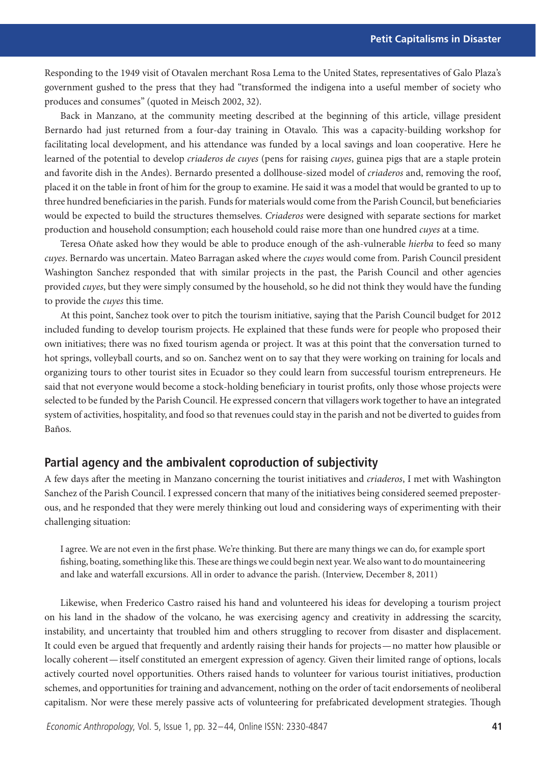Responding to the 1949 visit of Otavalen merchant Rosa Lema to the United States, representatives of Galo Plaza's government gushed to the press that they had "transformed the indigena into a useful member of society who produces and consumes" (quoted in Meisch 2002, 32).

Back in Manzano, at the community meeting described at the beginning of this article, village president Bernardo had just returned from a four-day training in Otavalo. This was a capacity-building workshop for facilitating local development, and his attendance was funded by a local savings and loan cooperative. Here he learned of the potential to develop *criaderos de cuyes* (pens for raising *cuyes*, guinea pigs that are a staple protein and favorite dish in the Andes). Bernardo presented a dollhouse-sized model of *criaderos* and, removing the roof, placed it on the table in front of him for the group to examine. He said it was a model that would be granted to up to three hundred beneficiaries in the parish. Funds for materials would come from the Parish Council, but beneficiaries would be expected to build the structures themselves. *Criaderos* were designed with separate sections for market production and household consumption; each household could raise more than one hundred *cuyes* at a time.

Teresa Oñate asked how they would be able to produce enough of the ash-vulnerable *hierba* to feed so many *cuyes*. Bernardo was uncertain. Mateo Barragan asked where the *cuyes* would come from. Parish Council president Washington Sanchez responded that with similar projects in the past, the Parish Council and other agencies provided *cuyes*, but they were simply consumed by the household, so he did not think they would have the funding to provide the *cuyes* this time.

At this point, Sanchez took over to pitch the tourism initiative, saying that the Parish Council budget for 2012 included funding to develop tourism projects. He explained that these funds were for people who proposed their own initiatives; there was no fixed tourism agenda or project. It was at this point that the conversation turned to hot springs, volleyball courts, and so on. Sanchez went on to say that they were working on training for locals and organizing tours to other tourist sites in Ecuador so they could learn from successful tourism entrepreneurs. He said that not everyone would become a stock-holding beneficiary in tourist profits, only those whose projects were selected to be funded by the Parish Council. He expressed concern that villagers work together to have an integrated system of activities, hospitality, and food so that revenues could stay in the parish and not be diverted to guides from Baños.

## Partial agency and the ambivalent coproduction of subjectivity

A few days after the meeting in Manzano concerning the tourist initiatives and *criaderos*, I met with Washington Sanchez of the Parish Council. I expressed concern that many of the initiatives being considered seemed preposterous, and he responded that they were merely thinking out loud and considering ways of experimenting with their challenging situation:

> I agree. We are not even in the first phase. We're thinking. But there are many things we can do, for example sport fishing, boating, something like this. These are things we could begin next year. We also want to do mountaineering and lake and waterfall excursions. All in order to advance the parish. (Interview, December 8, 2011)

Likewise, when Frederico Castro raised his hand and volunteered his ideas for developing a tourism project on his land in the shadow of the volcano, he was exercising agency and creativity in addressing the scarcity, instability, and uncertainty that troubled him and others struggling to recover from disaster and displacement. It could even be argued that frequently and ardently raising their hands for projects—no matter how plausible or locally coherent—itself constituted an emergent expression of agency. Given their limited range of options, locals actively courted novel opportunities. Others raised hands to volunteer for various tourist initiatives, production schemes, and opportunities for training and advancement, nothing on the order of tacit endorsements of neoliberal capitalism. Nor were these merely passive acts of volunteering for prefabricated development strategies. Though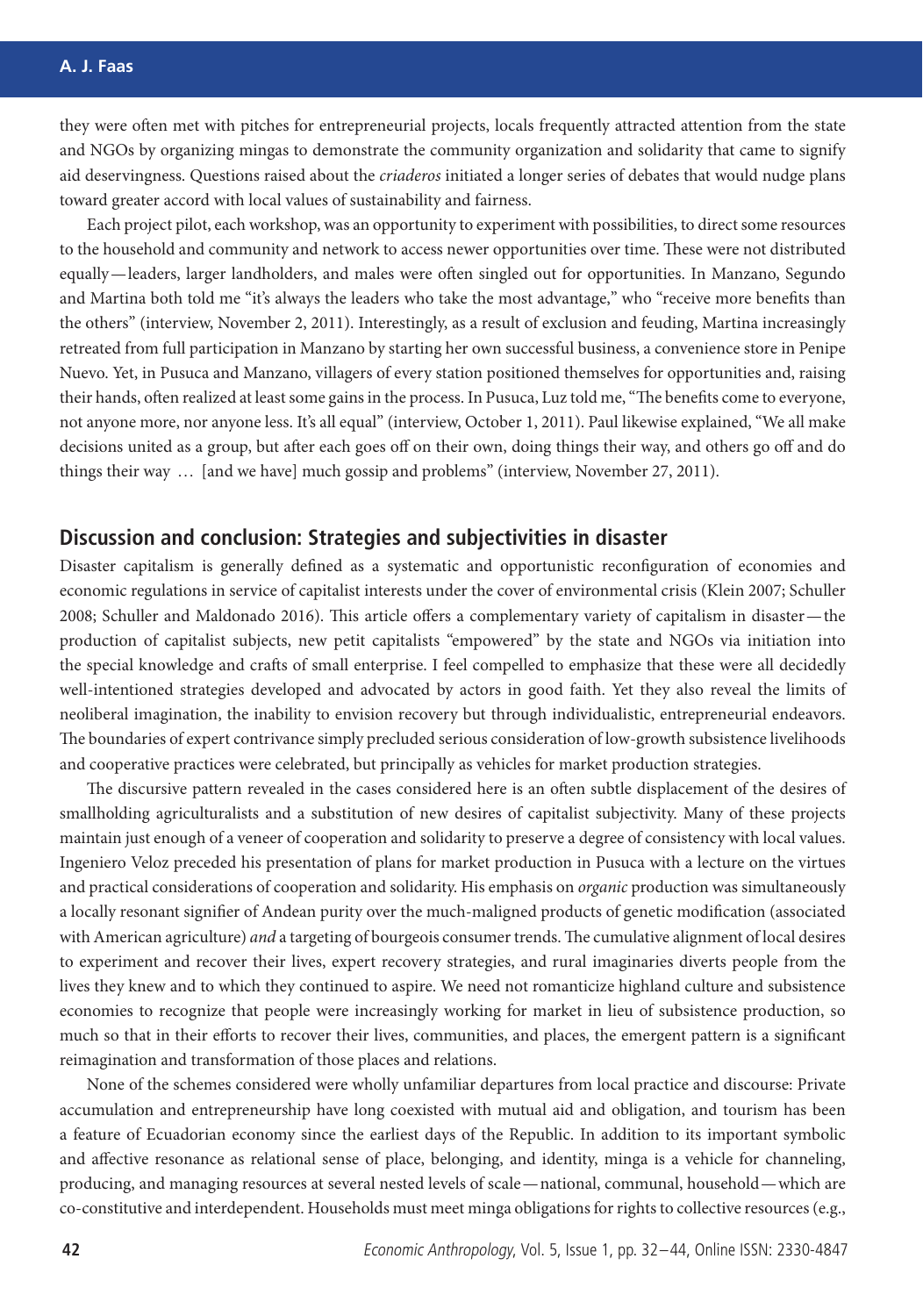they were often met with pitches for entrepreneurial projects, locals frequently attracted attention from the state and NGOs by organizing mingas to demonstrate the community organization and solidarity that came to signify aid deservingness. Questions raised about the *criaderos* initiated a longer series of debates that would nudge plans toward greater accord with local values of sustainability and fairness.

Each project pilot, each workshop, was an opportunity to experiment with possibilities, to direct some resources to the household and community and network to access newer opportunities over time. These were not distributed equally—leaders, larger landholders, and males were often singled out for opportunities. In Manzano, Segundo and Martina both told me "it's always the leaders who take the most advantage," who "receive more benefits than the others" (interview, November 2, 2011). Interestingly, as a result of exclusion and feuding, Martina increasingly retreated from full participation in Manzano by starting her own successful business, a convenience store in Penipe Nuevo. Yet, in Pusuca and Manzano, villagers of every station positioned themselves for opportunities and, raising their hands, often realized at least some gains in the process. In Pusuca, Luz told me, "The benefits come to everyone, not anyone more, nor anyone less. It's all equal" (interview, October 1, 2011). Paul likewise explained, "We all make decisions united as a group, but after each goes off on their own, doing things their way, and others go off and do things their way … [and we have] much gossip and problems" (interview, November 27, 2011).

## Discussion and conclusion: Strategies and subjectivities in disaster

Disaster capitalism is generally defined as a systematic and opportunistic reconfiguration of economies and economic regulations in service of capitalist interests under the cover of environmental crisis (Klein 2007; Schuller 2008; Schuller and Maldonado 2016). This article offers a complementary variety of capitalism in disaster—the production of capitalist subjects, new petit capitalists "empowered" by the state and NGOs via initiation into the special knowledge and crafts of small enterprise. I feel compelled to emphasize that these were all decidedly well-intentioned strategies developed and advocated by actors in good faith. Yet they also reveal the limits of neoliberal imagination, the inability to envision recovery but through individualistic, entrepreneurial endeavors. The boundaries of expert contrivance simply precluded serious consideration of low-growth subsistence livelihoods and cooperative practices were celebrated, but principally as vehicles for market production strategies.

The discursive pattern revealed in the cases considered here is an often subtle displacement of the desires of smallholding agriculturalists and a substitution of new desires of capitalist subjectivity. Many of these projects maintain just enough of a veneer of cooperation and solidarity to preserve a degree of consistency with local values. Ingeniero Veloz preceded his presentation of plans for market production in Pusuca with a lecture on the virtues and practical considerations of cooperation and solidarity. His emphasis on *organic* production was simultaneously a locally resonant signifier of Andean purity over the much-maligned products of genetic modification (associated with American agriculture) *and* a targeting of bourgeois consumer trends. The cumulative alignment of local desires to experiment and recover their lives, expert recovery strategies, and rural imaginaries diverts people from the lives they knew and to which they continued to aspire. We need not romanticize highland culture and subsistence economies to recognize that people were increasingly working for market in lieu of subsistence production, so much so that in their efforts to recover their lives, communities, and places, the emergent pattern is a significant reimagination and transformation of those places and relations.

None of the schemes considered were wholly unfamiliar departures from local practice and discourse: Private accumulation and entrepreneurship have long coexisted with mutual aid and obligation, and tourism has been a feature of Ecuadorian economy since the earliest days of the Republic. In addition to its important symbolic and affective resonance as relational sense of place, belonging, and identity, minga is a vehicle for channeling, producing, and managing resources at several nested levels of scale—national, communal, household—which are co-constitutive and interdependent. Households must meet minga obligations for rights to collective resources (e.g.,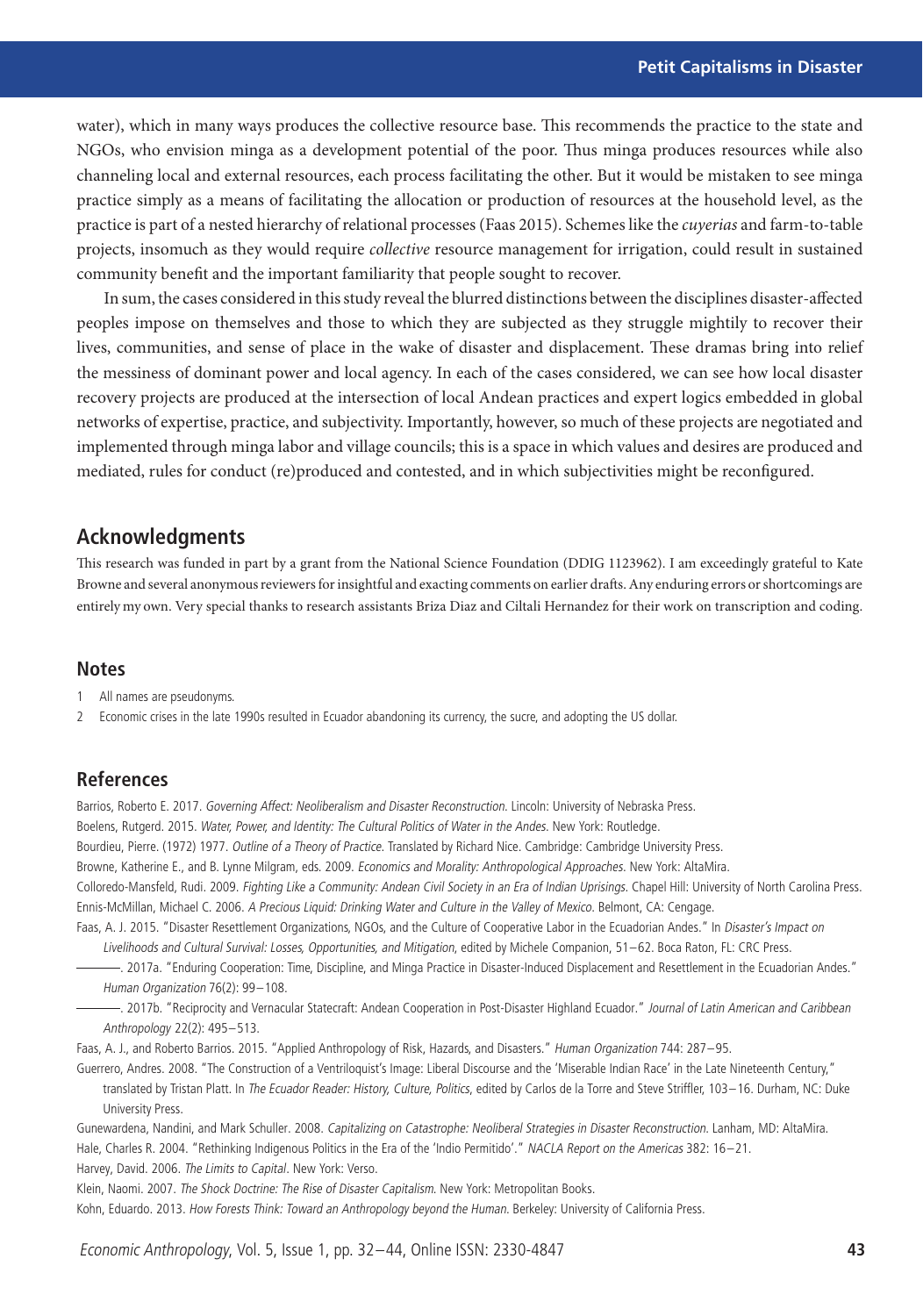water), which in many ways produces the collective resource base. This recommends the practice to the state and NGOs, who envision minga as a development potential of the poor. Thus minga produces resources while also channeling local and external resources, each process facilitating the other. But it would be mistaken to see minga practice simply as a means of facilitating the allocation or production of resources at the household level, as the practice is part of a nested hierarchy of relational processes (Faas 2015). Schemes like the *cuyerias* and farm-to-table projects, insomuch as they would require *collective* resource management for irrigation, could result in sustained community benefit and the important familiarity that people sought to recover.

In sum, the cases considered in this study reveal the blurred distinctions between the disciplines disaster-affected peoples impose on themselves and those to which they are subjected as they struggle mightily to recover their lives, communities, and sense of place in the wake of disaster and displacement. These dramas bring into relief the messiness of dominant power and local agency. In each of the cases considered, we can see how local disaster recovery projects are produced at the intersection of local Andean practices and expert logics embedded in global networks of expertise, practice, and subjectivity. Importantly, however, so much of these projects are negotiated and implemented through minga labor and village councils; this is a space in which values and desires are produced and mediated, rules for conduct (re)produced and contested, and in which subjectivities might be reconfigured.

## Acknowledgments

This research was funded in part by a grant from the National Science Foundation (DDIG 1123962). I am exceedingly grateful to Kate Browne and several anonymous reviewers for insightful and exacting comments on earlier drafts. Any enduring errors or shortcomings are entirely my own. Very special thanks to research assistants Briza Diaz and Ciltali Hernandez for their work on transcription and coding.

## Notes

1. All names are pseudonyms.
2. Economic crises in the late 1990s resulted in Ecuador abandoning its currency, the sucre, and adopting the US dollar.

## References

Barrios, Roberto E. 2017. *Governing Affect: Neoliberalism and Disaster Reconstruction.* Lincoln: University of Nebraska Press.

Boelens, Rutgerd. 2015. *Water, Power, and Identity: The Cultural Politics of Water in the Andes.* New York: Routledge.

Bourdieu, Pierre. (1972) 1977. *Outline of a Theory of Practice.* Translated by Richard Nice. Cambridge: Cambridge University Press.

Browne, Katherine E., and B. Lynne Milgram, eds. 2009. *Economics and Morality: Anthropological Approaches.* New York: AltaMira.

Colloredo-Mansfeld, Rudi. 2009. *Fighting Like a Community: Andean Civil Society in an Era of Indian Uprisings.* Chapel Hill: University of North Carolina Press.

Ennis-McMillan, Michael C. 2006. *A Precious Liquid: Drinking Water and Culture in the Valley of Mexico.* Belmont, CA: Cengage.

Faas, A. J. 2015. "Disaster Resettlement Organizations, NGOs, and the Culture of Cooperative Labor in the Ecuadorian Andes." In *Disaster's Impact on Livelihoods and Cultural Survival: Losses, Opportunities, and Mitigation*, edited by Michele Companion, 51–62. Boca Raton, FL: CRC Press.

———. 2017a. "Enduring Cooperation: Time, Discipline, and Minga Practice in Disaster-Induced Displacement and Resettlement in the Ecuadorian Andes." *Human Organization* 76(2): 99–108.

———. 2017b. "Reciprocity and Vernacular Statecraft: Andean Cooperation in Post-Disaster Highland Ecuador." *Journal of Latin American and Caribbean Anthropology* 22(2): 495–513.

Faas, A. J., and Roberto Barrios. 2015. "Applied Anthropology of Risk, Hazards, and Disasters." *Human Organization* 744: 287–95.

Guerrero, Andres. 2008. "The Construction of a Ventriloquist's Image: Liberal Discourse and the 'Miserable Indian Race' in the Late Nineteenth Century," translated by Tristan Platt. In *The Ecuador Reader: History, Culture, Politics*, edited by Carlos de la Torre and Steve Striffler, 103–16. Durham, NC: Duke University Press.

Gunewardena, Nandini, and Mark Schuller. 2008. *Capitalizing on Catastrophe: Neoliberal Strategies in Disaster Reconstruction.* Lanham, MD: AltaMira.

Hale, Charles R. 2004. "Rethinking Indigenous Politics in the Era of the 'Indio Permitido'." *NACLA Report on the Americas* 382: 16–21.

Harvey, David. 2006. *The Limits to Capital*. New York: Verso.

Klein, Naomi. 2007. *The Shock Doctrine: The Rise of Disaster Capitalism.* New York: Metropolitan Books.

Kohn, Eduardo. 2013. *How Forests Think: Toward an Anthropology beyond the Human.* Berkeley: University of California Press.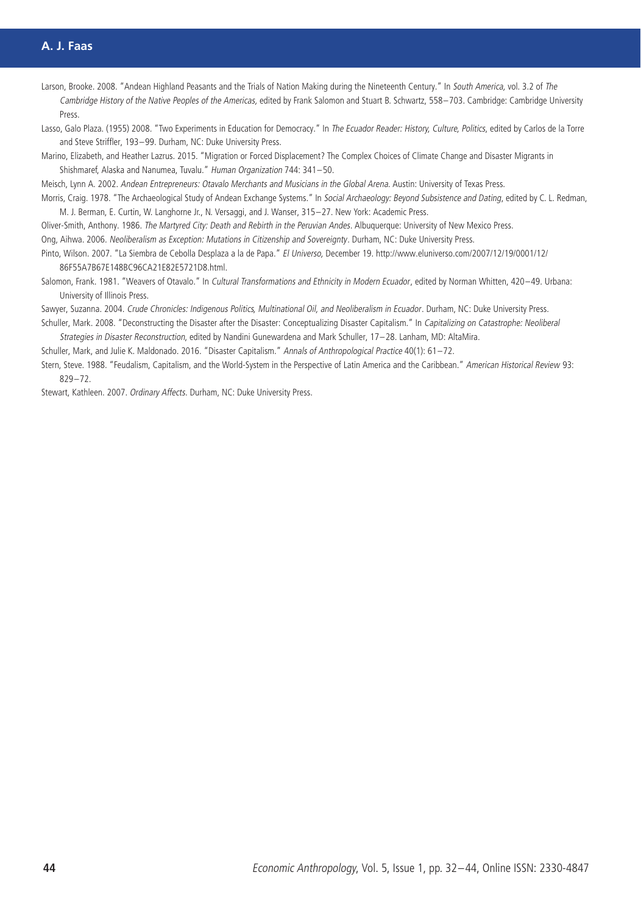Larson, Brooke. 2008. "Andean Highland Peasants and the Trials of Nation Making during the Nineteenth Century." In *South America,* vol. 3.2 of *The Cambridge History of the Native Peoples of the Americas,* edited by Frank Salomon and Stuart B. Schwartz, 558–703. Cambridge: Cambridge University Press.

Lasso, Galo Plaza. (1955) 2008. "Two Experiments in Education for Democracy." In *The Ecuador Reader: History, Culture, Politics,* edited by Carlos de la Torre and Steve Striffler, 193–99. Durham, NC: Duke University Press.

Marino, Elizabeth, and Heather Lazrus. 2015. "Migration or Forced Displacement? The Complex Choices of Climate Change and Disaster Migrants in Shishmaref, Alaska and Nanumea, Tuvalu." *Human Organization* 744: 341–50.

Meisch, Lynn A. 2002. *Andean Entrepreneurs: Otavalo Merchants and Musicians in the Global Arena.* Austin: University of Texas Press.

Morris, Craig. 1978. "The Archaeological Study of Andean Exchange Systems." In *Social Archaeology: Beyond Subsistence and Dating*, edited by C. L. Redman, M. J. Berman, E. Curtin, W. Langhorne Jr., N. Versaggi, and J. Wanser, 315–27. New York: Academic Press.

Oliver-Smith, Anthony. 1986. *The Martyred City: Death and Rebirth in the Peruvian Andes*. Albuquerque: University of New Mexico Press.

Ong, Aihwa. 2006. *Neoliberalism as Exception: Mutations in Citizenship and Sovereignty*. Durham, NC: Duke University Press.

Pinto, Wilson. 2007. "La Siembra de Cebolla Desplaza a la de Papa." *El Universo,* December 19. http://www.eluniverso.com/2007/12/19/0001/12/86F55A7B67E148BC96CA21E82E5721D8.html.

Salomon, Frank. 1981. "Weavers of Otavalo." In *Cultural Transformations and Ethnicity in Modern Ecuador*, edited by Norman Whitten, 420–49. Urbana: University of Illinois Press.

Sawyer, Suzanna. 2004. *Crude Chronicles: Indigenous Politics, Multinational Oil, and Neoliberalism in Ecuador*. Durham, NC: Duke University Press.

Schuller, Mark. 2008. "Deconstructing the Disaster after the Disaster: Conceptualizing Disaster Capitalism." In *Capitalizing on Catastrophe: Neoliberal Strategies in Disaster Reconstruction,* edited by Nandini Gunewardena and Mark Schuller, 17–28. Lanham, MD: AltaMira.

Schuller, Mark, and Julie K. Maldonado. 2016. "Disaster Capitalism." *Annals of Anthropological Practice* 40(1): 61–72.

Stern, Steve. 1988. "Feudalism, Capitalism, and the World-System in the Perspective of Latin America and the Caribbean." *American Historical Review* 93: 829–72.

Stewart, Kathleen. 2007. *Ordinary Affects.* Durham, NC: Duke University Press.